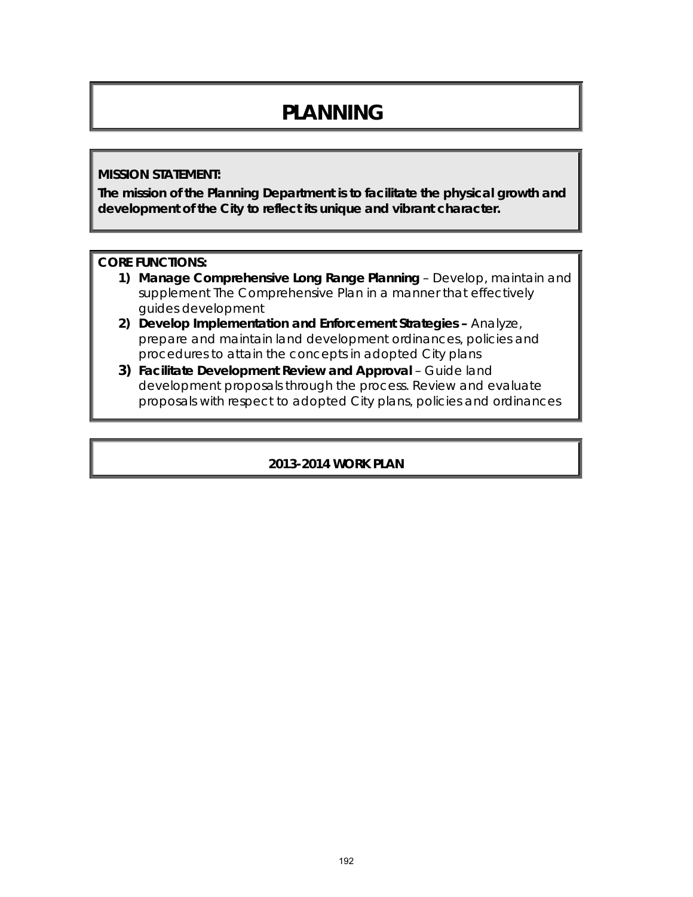# PLANNING

**MISSION STATEMENT:**

**The mission of the Planning Department is to facilitate the physical growth and development of the City to reflect its unique and vibrant character.**

**CORE FUNCTIONS:**

1) **Manage Comprehensive Long Range Planning** – Develop, maintain and supplement The Comprehensive Plan in a manner that effectively guides development
2) **Develop Implementation and Enforcement Strategies –** Analyze, prepare and maintain land development ordinances, policies and procedures to attain the concepts in adopted City plans
3) **Facilitate Development Review and Approval** – Guide land development proposals through the process. Review and evaluate proposals with respect to adopted City plans, policies and ordinances

## 2013-2014 WORK PLAN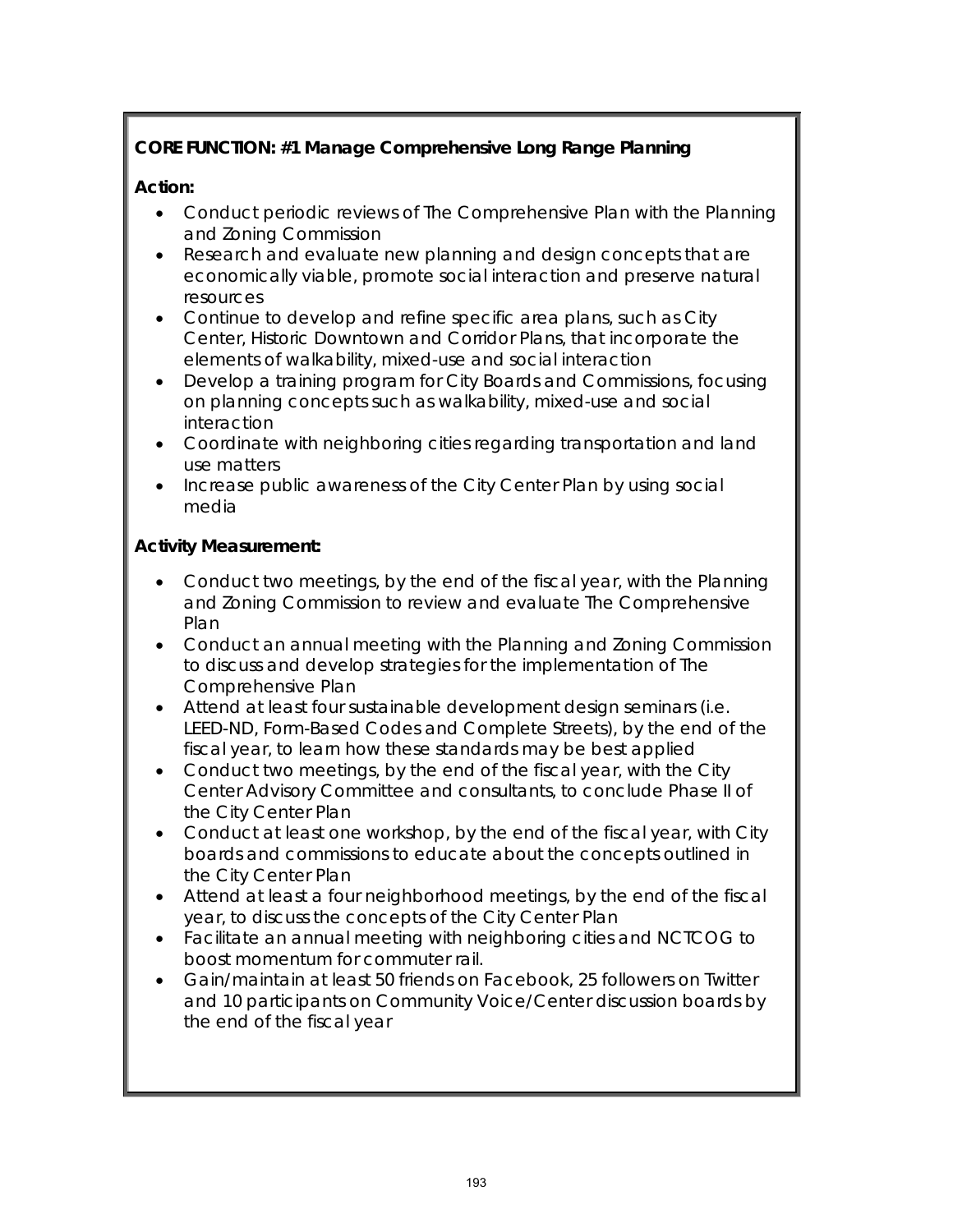**CORE FUNCTION: #1 Manage Comprehensive Long Range Planning**

**Action:**

- Conduct periodic reviews of The Comprehensive Plan with the Planning and Zoning Commission
- Research and evaluate new planning and design concepts that are economically viable, promote social interaction and preserve natural resources
- Continue to develop and refine specific area plans, such as City Center, Historic Downtown and Corridor Plans, that incorporate the elements of walkability, mixed-use and social interaction
- Develop a training program for City Boards and Commissions, focusing on planning concepts such as walkability, mixed-use and social interaction
- Coordinate with neighboring cities regarding transportation and land use matters
- Increase public awareness of the City Center Plan by using social media

**Activity Measurement:**

- Conduct two meetings, by the end of the fiscal year, with the Planning and Zoning Commission to review and evaluate The Comprehensive Plan
- Conduct an annual meeting with the Planning and Zoning Commission to discuss and develop strategies for the implementation of The Comprehensive Plan
- Attend at least four sustainable development design seminars (i.e. LEED-ND, Form-Based Codes and Complete Streets), by the end of the fiscal year, to learn how these standards may be best applied
- Conduct two meetings, by the end of the fiscal year, with the City Center Advisory Committee and consultants, to conclude Phase II of the City Center Plan
- Conduct at least one workshop, by the end of the fiscal year, with City boards and commissions to educate about the concepts outlined in the City Center Plan
- Attend at least a four neighborhood meetings, by the end of the fiscal year, to discuss the concepts of the City Center Plan
- Facilitate an annual meeting with neighboring cities and NCTCOG to boost momentum for commuter rail.
- Gain/maintain at least 50 friends on Facebook, 25 followers on Twitter and 10 participants on Community Voice/Center discussion boards by the end of the fiscal year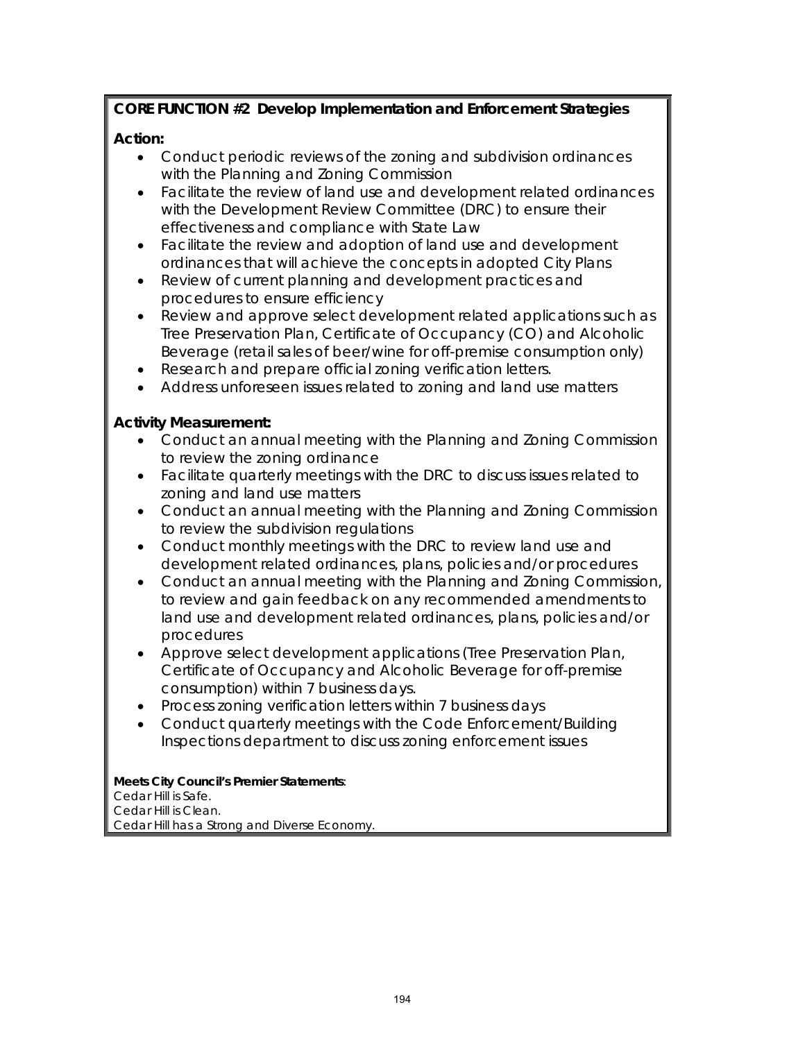**CORE FUNCTION #2 Develop Implementation and Enforcement Strategies**

**Action:**

- Conduct periodic reviews of the zoning and subdivision ordinances with the Planning and Zoning Commission
- Facilitate the review of land use and development related ordinances with the Development Review Committee (DRC) to ensure their effectiveness and compliance with State Law
- Facilitate the review and adoption of land use and development ordinances that will achieve the concepts in adopted City Plans
- Review of current planning and development practices and procedures to ensure efficiency
- Review and approve select development related applications such as Tree Preservation Plan, Certificate of Occupancy (CO) and Alcoholic Beverage (retail sales of beer/wine for off-premise consumption only)
- Research and prepare official zoning verification letters.
- Address unforeseen issues related to zoning and land use matters

**Activity Measurement:**

- Conduct an annual meeting with the Planning and Zoning Commission to review the zoning ordinance
- Facilitate quarterly meetings with the DRC to discuss issues related to zoning and land use matters
- Conduct an annual meeting with the Planning and Zoning Commission to review the subdivision regulations
- Conduct monthly meetings with the DRC to review land use and development related ordinances, plans, policies and/or procedures
- Conduct an annual meeting with the Planning and Zoning Commission, to review and gain feedback on any recommended amendments to land use and development related ordinances, plans, policies and/or procedures
- Approve select development applications (Tree Preservation Plan, Certificate of Occupancy and Alcoholic Beverage for off-premise consumption) within 7 business days.
- Process zoning verification letters within 7 business days
- Conduct quarterly meetings with the Code Enforcement/Building Inspections department to discuss zoning enforcement issues

**Meets City Council's Premier Statements**:
Cedar Hill is Safe.
Cedar Hill is Clean.
Cedar Hill has a Strong and Diverse Economy.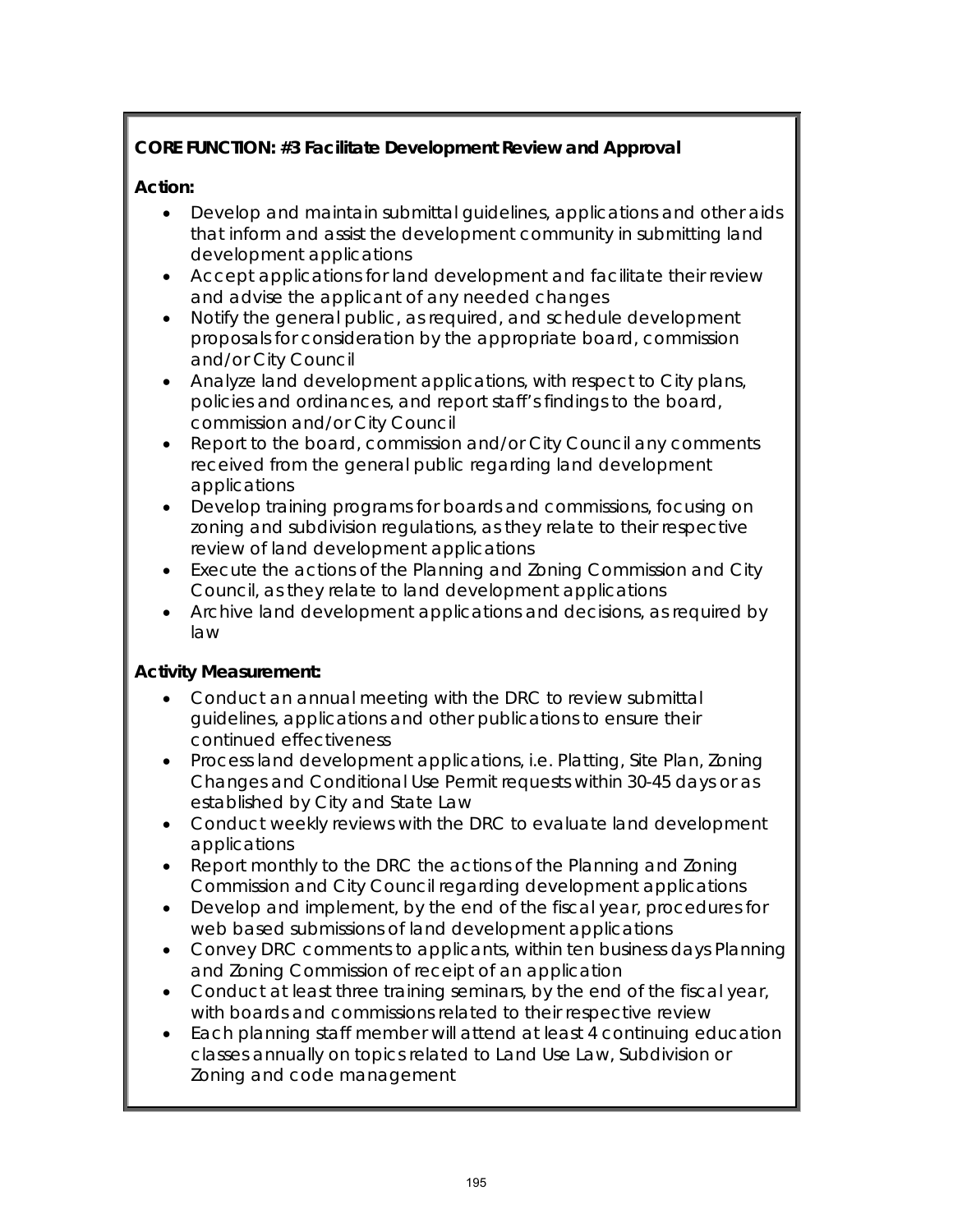**CORE FUNCTION: #3 Facilitate Development Review and Approval**

**Action:**

- Develop and maintain submittal guidelines, applications and other aids that inform and assist the development community in submitting land development applications
- Accept applications for land development and facilitate their review and advise the applicant of any needed changes
- Notify the general public, as required, and schedule development proposals for consideration by the appropriate board, commission and/or City Council
- Analyze land development applications, with respect to City plans, policies and ordinances, and report staff's findings to the board, commission and/or City Council
- Report to the board, commission and/or City Council any comments received from the general public regarding land development applications
- Develop training programs for boards and commissions, focusing on zoning and subdivision regulations, as they relate to their respective review of land development applications
- Execute the actions of the Planning and Zoning Commission and City Council, as they relate to land development applications
- Archive land development applications and decisions, as required by law

**Activity Measurement:**

- Conduct an annual meeting with the DRC to review submittal guidelines, applications and other publications to ensure their continued effectiveness
- Process land development applications, i.e. Platting, Site Plan, Zoning Changes and Conditional Use Permit requests within 30-45 days or as established by City and State Law
- Conduct weekly reviews with the DRC to evaluate land development applications
- Report monthly to the DRC the actions of the Planning and Zoning Commission and City Council regarding development applications
- Develop and implement, by the end of the fiscal year, procedures for web based submissions of land development applications
- Convey DRC comments to applicants, within ten business days Planning and Zoning Commission of receipt of an application
- Conduct at least three training seminars, by the end of the fiscal year, with boards and commissions related to their respective review
- Each planning staff member will attend at least 4 continuing education classes annually on topics related to Land Use Law, Subdivision or Zoning and code management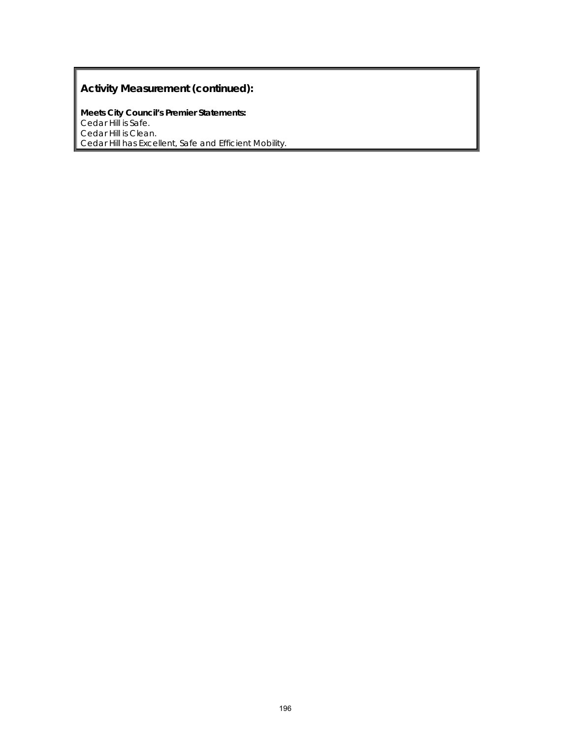## Activity Measurement (continued):

**Meets City Council's Premier Statements:**
Cedar Hill is Safe.
Cedar Hill is Clean.
Cedar Hill has Excellent, Safe and Efficient Mobility.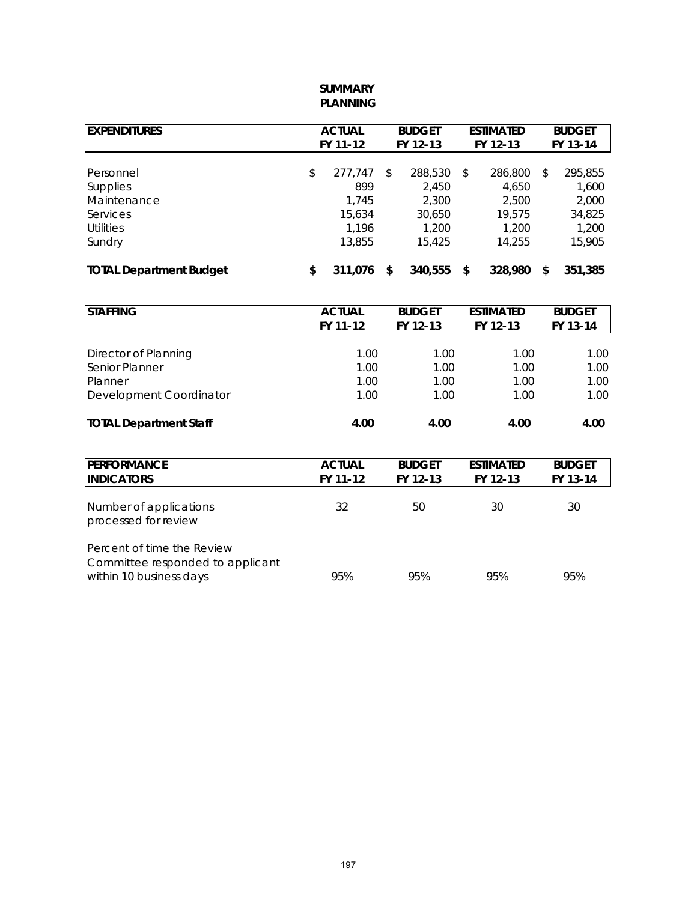# SUMMARY
## PLANNING

| EXPENDITURES | ACTUAL FY 11-12 | BUDGET FY 12-13 | ESTIMATED FY 12-13 | BUDGET FY 13-14 |
|---|---|---|---|---|
| Personnel | $ 277,747 | $ 288,530 | $ 286,800 | $ 295,855 |
| Supplies | 899 | 2,450 | 4,650 | 1,600 |
| Maintenance | 1,745 | 2,300 | 2,500 | 2,000 |
| Services | 15,634 | 30,650 | 19,575 | 34,825 |
| Utilities | 1,196 | 1,200 | 1,200 | 1,200 |
| Sundry | 13,855 | 15,425 | 14,255 | 15,905 |
| **TOTAL Department Budget** | **$ 311,076** | **$ 340,555** | **$ 328,980** | **$ 351,385** |

| STAFFING | ACTUAL FY 11-12 | BUDGET FY 12-13 | ESTIMATED FY 12-13 | BUDGET FY 13-14 |
|---|---|---|---|---|
| Director of Planning | 1.00 | 1.00 | 1.00 | 1.00 |
| Senior Planner | 1.00 | 1.00 | 1.00 | 1.00 |
| Planner | 1.00 | 1.00 | 1.00 | 1.00 |
| Development Coordinator | 1.00 | 1.00 | 1.00 | 1.00 |
| **TOTAL Department Staff** | **4.00** | **4.00** | **4.00** | **4.00** |

| PERFORMANCE INDICATORS | ACTUAL FY 11-12 | BUDGET FY 12-13 | ESTIMATED FY 12-13 | BUDGET FY 13-14 |
|---|---|---|---|---|
| Number of applications processed for review | 32 | 50 | 30 | 30 |
| Percent of time the Review Committee responded to applicant within 10 business days | 95% | 95% | 95% | 95% |